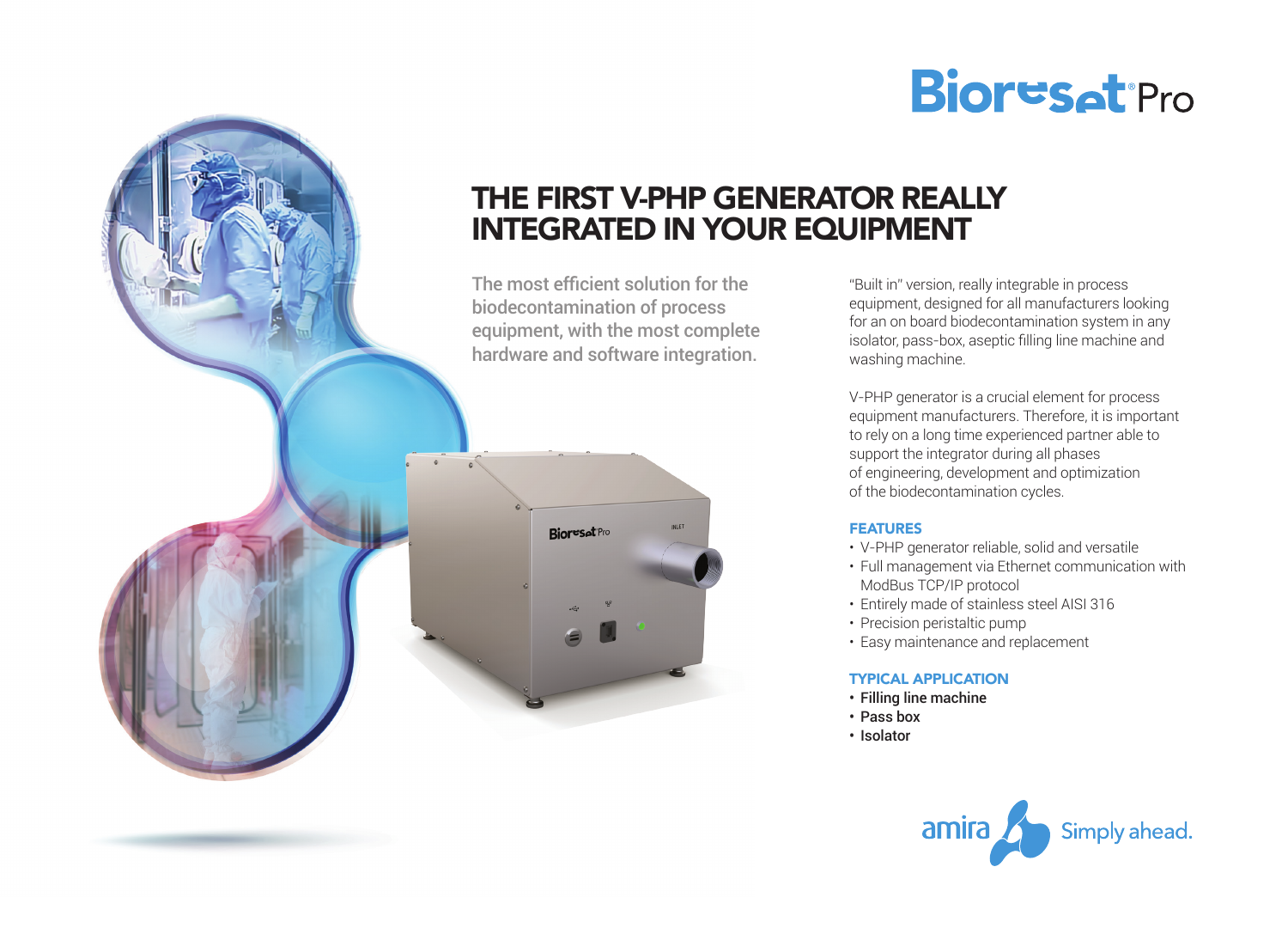# Bioresat Pro

## THE FIRST V-PHP GENERATOR REALLY INTEGRATED IN YOUR EQUIPMENT

**The most efficient solution for the biodecontamination of process equipment, with the most complete hardware and software integration.**

"Built in" version, really integrable in process equipment, designed for all manufacturers looking for an on board biodecontamination system in any isolator, pass-box, aseptic filling line machine and washing machine.

V-PHP generator is a crucial element for process equipment manufacturers. Therefore, it is important to rely on a long time experienced partner able to support the integrator during all phases of engineering, development and optimization of the biodecontamination cycles.

### FEATURES

- V-PHP generator reliable, solid and versatile
- Full management via Ethernet communication with ModBus TCP/IP protocol
- Entirely made of stainless steel AISI 316
- Precision peristaltic pump
- Easy maintenance and replacement

### TYPICAL APPLICATION

- **Filling line machine**
- **Pass box**
- **Isolator**

amira Simply ahead.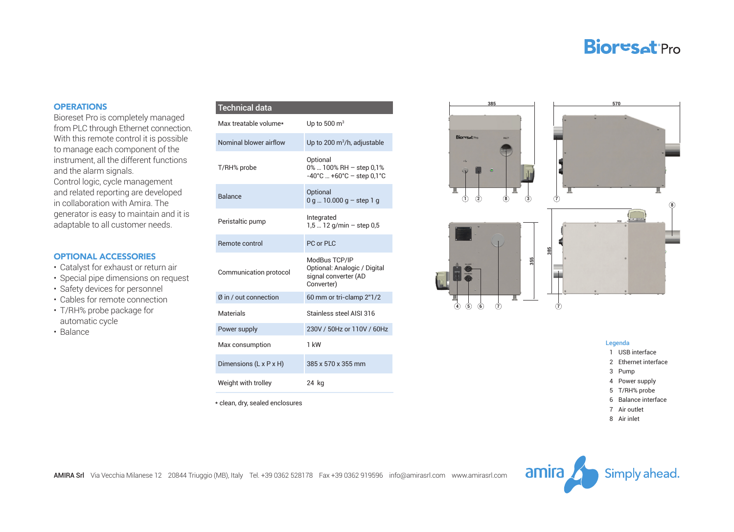# Bioreset Pro

## OPERATIONS

Bioreset Pro is completely managed from PLC through Ethernet connection. With this remote control it is possible to manage each component of the instrument, all the different functions and the alarm signals.
Control logic, cycle management and related reporting are developed in collaboration with Amira. The generator is easy to maintain and it is adaptable to all customer needs.

## OPTIONAL ACCESSORIES

- Catalyst for exhaust or return air
- Special pipe dimensions on request
- Safety devices for personnel
- Cables for remote connection
- T/RH% probe package for automatic cycle
- Balance

| Technical data | |
|---|---|
| Max treatable volume* | Up to 500 m$^3$ |
| Nominal blower airflow | Up to 200 m$^3$/h, adjustable |
| T/RH% probe | Optional<br>0% … 100% RH – step 0,1%<br>-40°C … +60°C – step 0,1°C |
| Balance | Optional<br>0 g … 10.000 g – step 1 g |
| Peristaltic pump | Integrated<br>1,5 … 12 g/min – step 0,5 |
| Remote control | PC or PLC |
| Communication protocol | ModBus TCP/IP<br>Optional: Analogic / Digital signal converter (AD Converter) |
| Ø in / out connection | 60 mm or tri-clamp 2"1/2 |
| Materials | Stainless steel AISI 316 |
| Power supply | 230V / 50Hz or 110V / 60Hz |
| Max consumption | 1 kW |
| Dimensions (L x P x H) | 385 x 570 x 355 mm |
| Weight with trolley | 24 kg |

* clean, dry, sealed enclosures

385
570
355
385

**Legenda**

1 USB interface
2 Ethernet interface
3 Pump
4 Power supply
5 T/RH% probe
6 Balance interface
7 Air outlet
8 Air inlet

**AMIRA Srl** Via Vecchia Milanese 12 20844 Triuggio (MB), Italy Tel. +39 0362 528178 Fax +39 0362 919596 info@amirasrl.com www.amirasrl.com

amira Simply ahead.